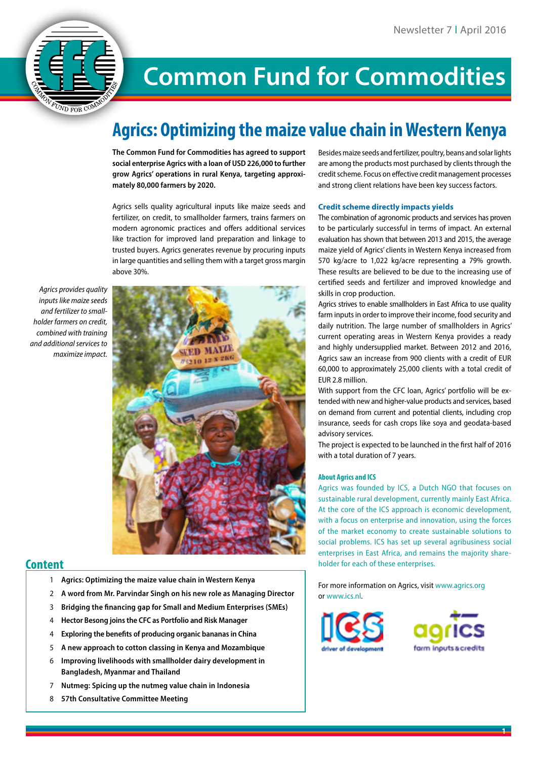# Common Fund for Commodities

## Agrics: Optimizing the maize value chain in Western Kenya

**The Common Fund for Commodities has agreed to support social enterprise Agrics with a loan of USD 226,000 to further grow Agrics' operations in rural Kenya, targeting approximately 80,000 farmers by 2020.**

Agrics sells quality agricultural inputs like maize seeds and fertilizer, on credit, to smallholder farmers, trains farmers on modern agronomic practices and offers additional services like traction for improved land preparation and linkage to trusted buyers. Agrics generates revenue by procuring inputs in large quantities and selling them with a target gross margin above 30%.

*Agrics provides quality inputs like maize seeds and fertilizer to smallholder farmers on credit, combined with training and additional services to maximize impact.*

Besides maize seeds and fertilizer, poultry, beans and solar lights are among the products most purchased by clients through the credit scheme. Focus on effective credit management processes and strong client relations have been key success factors.

### Credit scheme directly impacts yields

The combination of agronomic products and services has proven to be particularly successful in terms of impact. An external evaluation has shown that between 2013 and 2015, the average maize yield of Agrics' clients in Western Kenya increased from 570 kg/acre to 1,022 kg/acre representing a 79% growth. These results are believed to be due to the increasing use of certified seeds and fertilizer and improved knowledge and skills in crop production.

Agrics strives to enable smallholders in East Africa to use quality farm inputs in order to improve their income, food security and daily nutrition. The large number of smallholders in Agrics' current operating areas in Western Kenya provides a ready and highly undersupplied market. Between 2012 and 2016, Agrics saw an increase from 900 clients with a credit of EUR 60,000 to approximately 25,000 clients with a total credit of EUR 2.8 million.

With support from the CFC loan, Agrics' portfolio will be extended with new and higher-value products and services, based on demand from current and potential clients, including crop insurance, seeds for cash crops like soya and geodata-based advisory services.

The project is expected to be launched in the first half of 2016 with a total duration of 7 years.

#### About Agrics and ICS

Agrics was founded by ICS, a Dutch NGO that focuses on sustainable rural development, currently mainly East Africa. At the core of the ICS approach is economic development, with a focus on enterprise and innovation, using the forces of the market economy to create sustainable solutions to social problems. ICS has set up several agribusiness social enterprises in East Africa, and remains the majority shareholder for each of these enterprises.

For more information on Agrics, visit www.agrics.org or www.ics.nl.

## Content

1. **Agrics: Optimizing the maize value chain in Western Kenya**
2. **A word from Mr. Parvindar Singh on his new role as Managing Director**
3. **Bridging the financing gap for Small and Medium Enterprises (SMEs)**
4. **Hector Besong joins the CFC as Portfolio and Risk Manager**
4. **Exploring the benefits of producing organic bananas in China**
5. **A new approach to cotton classing in Kenya and Mozambique**
6. **Improving livelihoods with smallholder dairy development in Bangladesh, Myanmar and Thailand**
7. **Nutmeg: Spicing up the nutmeg value chain in Indonesia**
8. **57th Consultative Committee Meeting**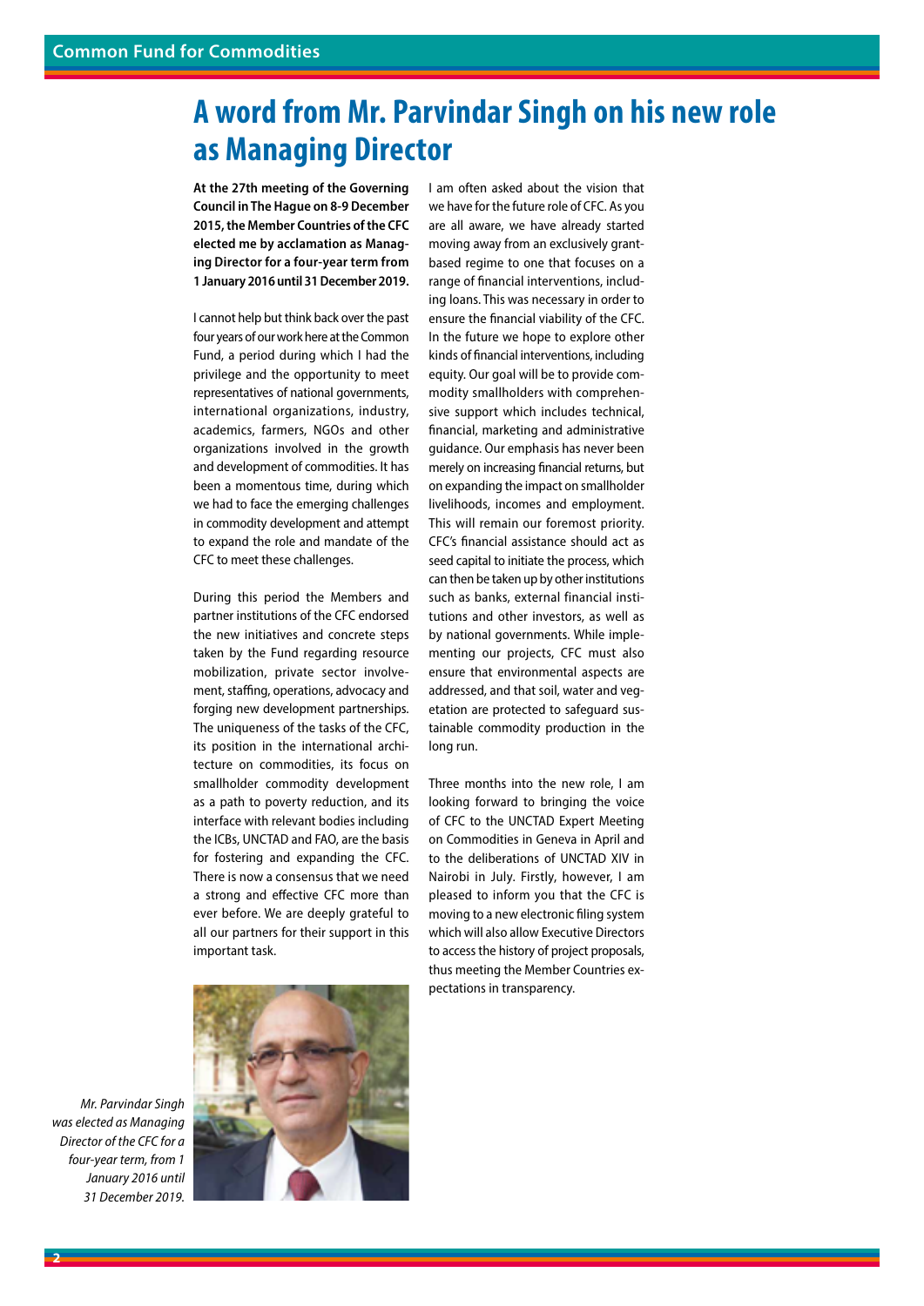# A word from Mr. Parvindar Singh on his new role as Managing Director

**At the 27th meeting of the Governing Council in The Hague on 8-9 December 2015, the Member Countries of the CFC elected me by acclamation as Managing Director for a four-year term from 1 January 2016 until 31 December 2019.**

I cannot help but think back over the past four years of our work here at the Common Fund, a period during which I had the privilege and the opportunity to meet representatives of national governments, international organizations, industry, academics, farmers, NGOs and other organizations involved in the growth and development of commodities. It has been a momentous time, during which we had to face the emerging challenges in commodity development and attempt to expand the role and mandate of the CFC to meet these challenges.

During this period the Members and partner institutions of the CFC endorsed the new initiatives and concrete steps taken by the Fund regarding resource mobilization, private sector involvement, staffing, operations, advocacy and forging new development partnerships. The uniqueness of the tasks of the CFC, its position in the international architecture on commodities, its focus on smallholder commodity development as a path to poverty reduction, and its interface with relevant bodies including the ICBs, UNCTAD and FAO, are the basis for fostering and expanding the CFC. There is now a consensus that we need a strong and effective CFC more than ever before. We are deeply grateful to all our partners for their support in this important task.

*Mr. Parvindar Singh was elected as Managing Director of the CFC for a four-year term, from 1 January 2016 until 31 December 2019.*

I am often asked about the vision that we have for the future role of CFC. As you are all aware, we have already started moving away from an exclusively grant-based regime to one that focuses on a range of financial interventions, including loans. This was necessary in order to ensure the financial viability of the CFC. In the future we hope to explore other kinds of financial interventions, including equity. Our goal will be to provide commodity smallholders with comprehensive support which includes technical, financial, marketing and administrative guidance. Our emphasis has never been merely on increasing financial returns, but on expanding the impact on smallholder livelihoods, incomes and employment. This will remain our foremost priority. CFC's financial assistance should act as seed capital to initiate the process, which can then be taken up by other institutions such as banks, external financial institutions and other investors, as well as by national governments. While implementing our projects, CFC must also ensure that environmental aspects are addressed, and that soil, water and vegetation are protected to safeguard sustainable commodity production in the long run.

Three months into the new role, I am looking forward to bringing the voice of CFC to the UNCTAD Expert Meeting on Commodities in Geneva in April and to the deliberations of UNCTAD XIV in Nairobi in July. Firstly, however, I am pleased to inform you that the CFC is moving to a new electronic filing system which will also allow Executive Directors to access the history of project proposals, thus meeting the Member Countries expectations in transparency.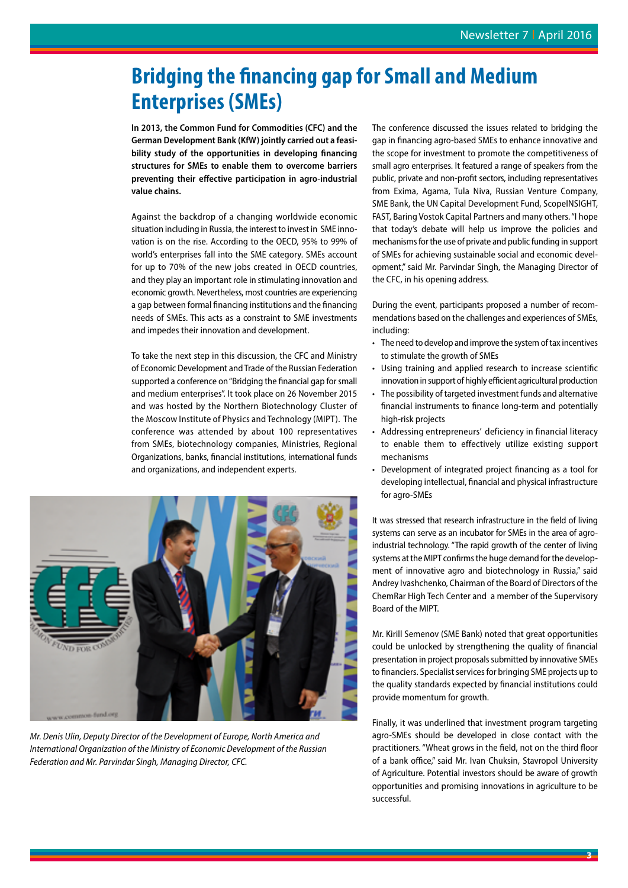# Bridging the financing gap for Small and Medium Enterprises (SMEs)

**In 2013, the Common Fund for Commodities (CFC) and the German Development Bank (KfW) jointly carried out a feasibility study of the opportunities in developing financing structures for SMEs to enable them to overcome barriers preventing their effective participation in agro-industrial value chains.**

Against the backdrop of a changing worldwide economic situation including in Russia, the interest to invest in SME innovation is on the rise. According to the OECD, 95% to 99% of world's enterprises fall into the SME category. SMEs account for up to 70% of the new jobs created in OECD countries, and they play an important role in stimulating innovation and economic growth. Nevertheless, most countries are experiencing a gap between formal financing institutions and the financing needs of SMEs. This acts as a constraint to SME investments and impedes their innovation and development.

To take the next step in this discussion, the CFC and Ministry of Economic Development and Trade of the Russian Federation supported a conference on "Bridging the financial gap for small and medium enterprises". It took place on 26 November 2015 and was hosted by the Northern Biotechnology Cluster of the Moscow Institute of Physics and Technology (MIPT). The conference was attended by about 100 representatives from SMEs, biotechnology companies, Ministries, Regional Organizations, banks, financial institutions, international funds and organizations, and independent experts.

*Mr. Denis Ulin, Deputy Director of the Development of Europe, North America and International Organization of the Ministry of Economic Development of the Russian Federation and Mr. Parvindar Singh, Managing Director, CFC.*

The conference discussed the issues related to bridging the gap in financing agro-based SMEs to enhance innovative and the scope for investment to promote the competitiveness of small agro enterprises. It featured a range of speakers from the public, private and non-profit sectors, including representatives from Exima, Agama, Tula Niva, Russian Venture Company, SME Bank, the UN Capital Development Fund, ScopeINSIGHT, FAST, Baring Vostok Capital Partners and many others. "I hope that today's debate will help us improve the policies and mechanisms for the use of private and public funding in support of SMEs for achieving sustainable social and economic development," said Mr. Parvindar Singh, the Managing Director of the CFC, in his opening address.

During the event, participants proposed a number of recommendations based on the challenges and experiences of SMEs, including:

- The need to develop and improve the system of tax incentives to stimulate the growth of SMEs
- Using training and applied research to increase scientific innovation in support of highly efficient agricultural production
- The possibility of targeted investment funds and alternative financial instruments to finance long-term and potentially high-risk projects
- Addressing entrepreneurs' deficiency in financial literacy to enable them to effectively utilize existing support mechanisms
- Development of integrated project financing as a tool for developing intellectual, financial and physical infrastructure for agro-SMEs

It was stressed that research infrastructure in the field of living systems can serve as an incubator for SMEs in the area of agro-industrial technology. "The rapid growth of the center of living systems at the MIPT confirms the huge demand for the development of innovative agro and biotechnology in Russia," said Andrey Ivashchenko, Chairman of the Board of Directors of the ChemRar High Tech Center and a member of the Supervisory Board of the MIPT.

Mr. Kirill Semenov (SME Bank) noted that great opportunities could be unlocked by strengthening the quality of financial presentation in project proposals submitted by innovative SMEs to financiers. Specialist services for bringing SME projects up to the quality standards expected by financial institutions could provide momentum for growth.

Finally, it was underlined that investment program targeting agro-SMEs should be developed in close contact with the practitioners. "Wheat grows in the field, not on the third floor of a bank office," said Mr. Ivan Chuksin, Stavropol University of Agriculture. Potential investors should be aware of growth opportunities and promising innovations in agriculture to be successful.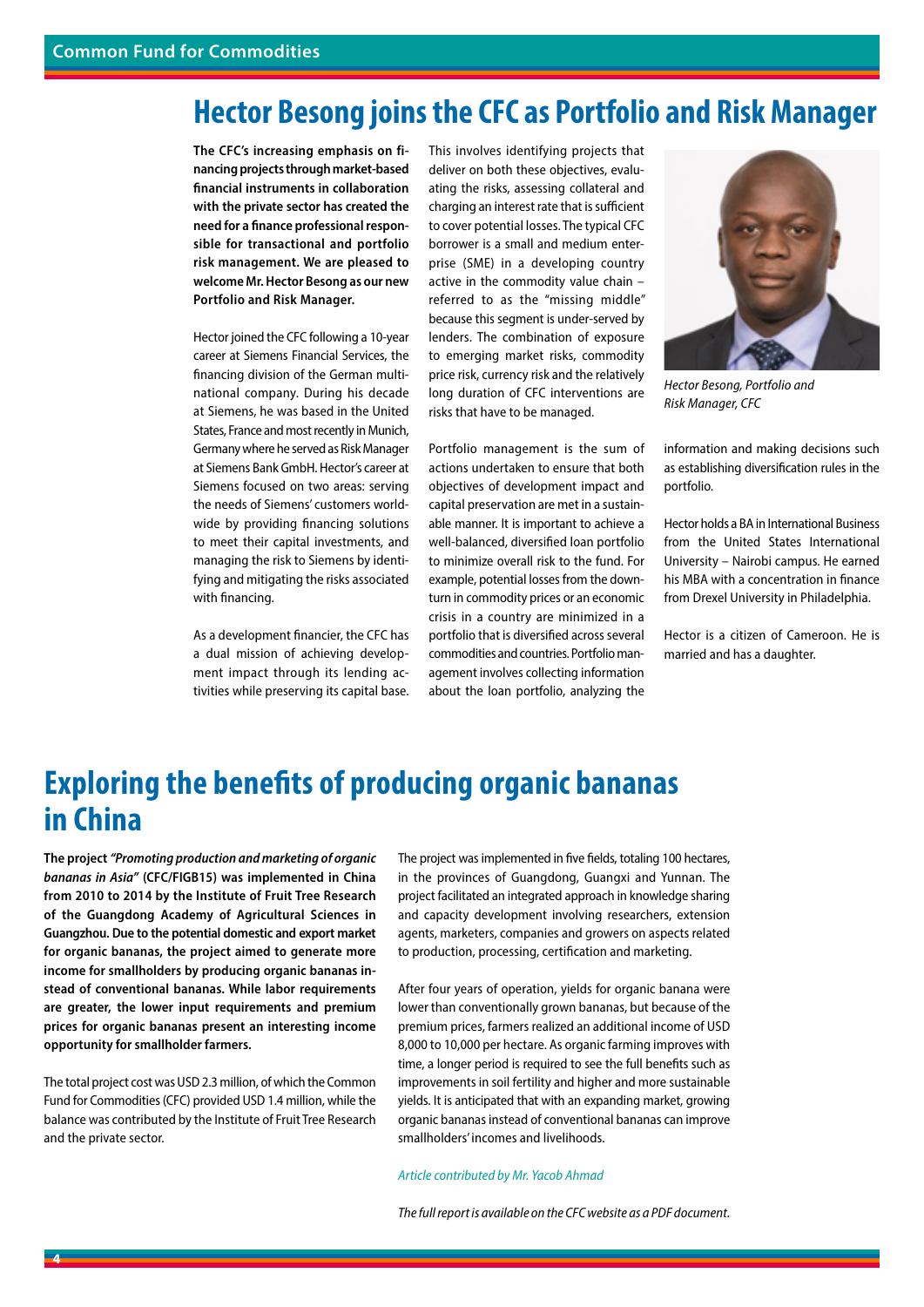# Hector Besong joins the CFC as Portfolio and Risk Manager

**The CFC's increasing emphasis on financing projects through market-based financial instruments in collaboration with the private sector has created the need for a finance professional responsible for transactional and portfolio risk management. We are pleased to welcome Mr. Hector Besong as our new Portfolio and Risk Manager.**

Hector joined the CFC following a 10-year career at Siemens Financial Services, the financing division of the German multinational company. During his decade at Siemens, he was based in the United States, France and most recently in Munich, Germany where he served as Risk Manager at Siemens Bank GmbH. Hector's career at Siemens focused on two areas: serving the needs of Siemens' customers worldwide by providing financing solutions to meet their capital investments, and managing the risk to Siemens by identifying and mitigating the risks associated with financing.

As a development financier, the CFC has a dual mission of achieving development impact through its lending activities while preserving its capital base. This involves identifying projects that deliver on both these objectives, evaluating the risks, assessing collateral and charging an interest rate that is sufficient to cover potential losses. The typical CFC borrower is a small and medium enterprise (SME) in a developing country active in the commodity value chain – referred to as the "missing middle" because this segment is under-served by lenders. The combination of exposure to emerging market risks, commodity price risk, currency risk and the relatively long duration of CFC interventions are risks that have to be managed.

Portfolio management is the sum of actions undertaken to ensure that both objectives of development impact and capital preservation are met in a sustainable manner. It is important to achieve a well-balanced, diversified loan portfolio to minimize overall risk to the fund. For example, potential losses from the downturn in commodity prices or an economic crisis in a country are minimized in a portfolio that is diversified across several commodities and countries. Portfolio management involves collecting information about the loan portfolio, analyzing the information and making decisions such as establishing diversification rules in the portfolio.

*Hector Besong, Portfolio and Risk Manager, CFC*

Hector holds a BA in International Business from the United States International University – Nairobi campus. He earned his MBA with a concentration in finance from Drexel University in Philadelphia.

Hector is a citizen of Cameroon. He is married and has a daughter.

# Exploring the benefits of producing organic bananas in China

**The project *"Promoting production and marketing of organic bananas in Asia"* (CFC/FIGB15) was implemented in China from 2010 to 2014 by the Institute of Fruit Tree Research of the Guangdong Academy of Agricultural Sciences in Guangzhou. Due to the potential domestic and export market for organic bananas, the project aimed to generate more income for smallholders by producing organic bananas instead of conventional bananas. While labor requirements are greater, the lower input requirements and premium prices for organic bananas present an interesting income opportunity for smallholder farmers.**

The total project cost was USD 2.3 million, of which the Common Fund for Commodities (CFC) provided USD 1.4 million, while the balance was contributed by the Institute of Fruit Tree Research and the private sector.

The project was implemented in five fields, totaling 100 hectares, in the provinces of Guangdong, Guangxi and Yunnan. The project facilitated an integrated approach in knowledge sharing and capacity development involving researchers, extension agents, marketers, companies and growers on aspects related to production, processing, certification and marketing.

After four years of operation, yields for organic banana were lower than conventionally grown bananas, but because of the premium prices, farmers realized an additional income of USD 8,000 to 10,000 per hectare. As organic farming improves with time, a longer period is required to see the full benefits such as improvements in soil fertility and higher and more sustainable yields. It is anticipated that with an expanding market, growing organic bananas instead of conventional bananas can improve smallholders' incomes and livelihoods.

*Article contributed by Mr. Yacob Ahmad*

*The full report is available on the CFC website as a PDF document.*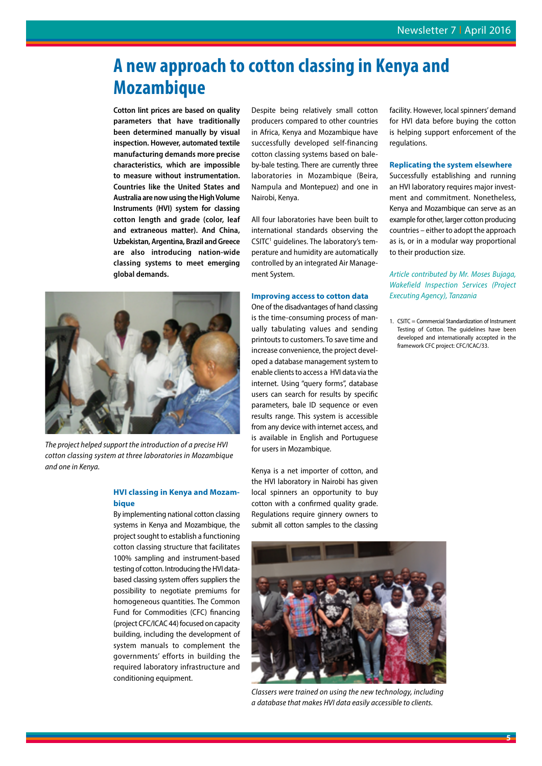# A new approach to cotton classing in Kenya and Mozambique

**Cotton lint prices are based on quality parameters that have traditionally been determined manually by visual inspection. However, automated textile manufacturing demands more precise characteristics, which are impossible to measure without instrumentation. Countries like the United States and Australia are now using the High Volume Instruments (HVI) system for classing cotton length and grade (color, leaf and extraneous matter). And China, Uzbekistan, Argentina, Brazil and Greece are also introducing nation-wide classing systems to meet emerging global demands.**

*The project helped support the introduction of a precise HVI cotton classing system at three laboratories in Mozambique and one in Kenya.*

### HVI classing in Kenya and Mozambique

By implementing national cotton classing systems in Kenya and Mozambique, the project sought to establish a functioning cotton classing structure that facilitates 100% sampling and instrument-based testing of cotton. Introducing the HVI data-based classing system offers suppliers the possibility to negotiate premiums for homogeneous quantities. The Common Fund for Commodities (CFC) financing (project CFC/ICAC 44) focused on capacity building, including the development of system manuals to complement the governments' efforts in building the required laboratory infrastructure and conditioning equipment.

Despite being relatively small cotton producers compared to other countries in Africa, Kenya and Mozambique have successfully developed self-financing cotton classing systems based on bale-by-bale testing. There are currently three laboratories in Mozambique (Beira, Nampula and Montepuez) and one in Nairobi, Kenya.

All four laboratories have been built to international standards observing the CSITC[1] guidelines. The laboratory's temperature and humidity are automatically controlled by an integrated Air Management System.

### Improving access to cotton data

One of the disadvantages of hand classing is the time-consuming process of manually tabulating values and sending printouts to customers. To save time and increase convenience, the project developed a database management system to enable clients to access a HVI data via the internet. Using "query forms", database users can search for results by specific parameters, bale ID sequence or even results range. This system is accessible from any device with internet access, and is available in English and Portuguese for users in Mozambique.

Kenya is a net importer of cotton, and the HVI laboratory in Nairobi has given local spinners an opportunity to buy cotton with a confirmed quality grade. Regulations require ginnery owners to submit all cotton samples to the classing facility. However, local spinners' demand for HVI data before buying the cotton is helping support enforcement of the regulations.

*Classers were trained on using the new technology, including a database that makes HVI data easily accessible to clients.*

### Replicating the system elsewhere

Successfully establishing and running an HVI laboratory requires major investment and commitment. Nonetheless, Kenya and Mozambique can serve as an example for other, larger cotton producing countries – either to adopt the approach as is, or in a modular way proportional to their production size.

*Article contributed by Mr. Moses Bujaga, Wakefield Inspection Services (Project Executing Agency), Tanzania*

1. CSITC = Commercial Standardization of Instrument Testing of Cotton. The guidelines have been developed and internationally accepted in the framework CFC project: CFC/ICAC/33.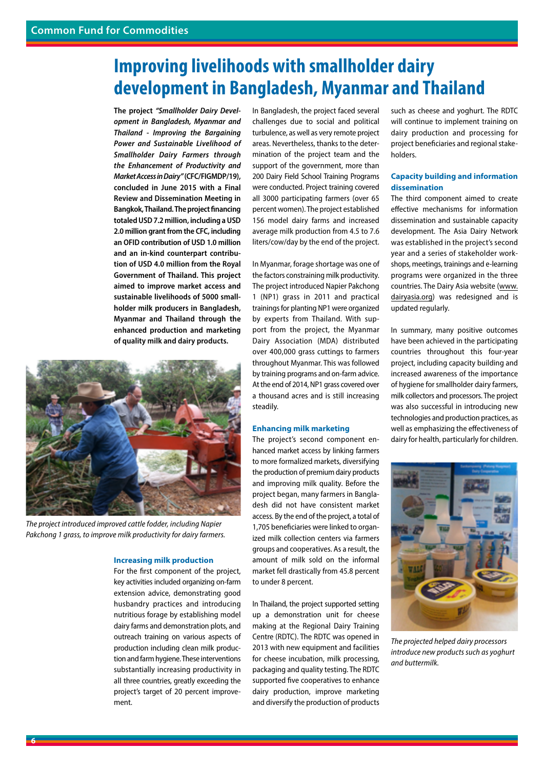# Improving livelihoods with smallholder dairy development in Bangladesh, Myanmar and Thailand

**The project *"Smallholder Dairy Development in Bangladesh, Myanmar and Thailand - Improving the Bargaining Power and Sustainable Livelihood of Smallholder Dairy Farmers through the Enhancement of Productivity and Market Access in Dairy"* (CFC/FIGMDP/19), concluded in June 2015 with a Final Review and Dissemination Meeting in Bangkok, Thailand. The project financing totaled USD 7.2 million, including a USD 2.0 million grant from the CFC, including an OFID contribution of USD 1.0 million and an in-kind counterpart contribution of USD 4.0 million from the Royal Government of Thailand. This project aimed to improve market access and sustainable livelihoods of 5000 smallholder milk producers in Bangladesh, Myanmar and Thailand through the enhanced production and marketing of quality milk and dairy products.**

*The project introduced improved cattle fodder, including Napier Pakchong 1 grass, to improve milk productivity for dairy farmers.*

### Increasing milk production

For the first component of the project, key activities included organizing on-farm extension advice, demonstrating good husbandry practices and introducing nutritious forage by establishing model dairy farms and demonstration plots, and outreach training on various aspects of production including clean milk production and farm hygiene. These interventions substantially increasing productivity in all three countries, greatly exceeding the project's target of 20 percent improvement.

In Bangladesh, the project faced several challenges due to social and political turbulence, as well as very remote project areas. Nevertheless, thanks to the determination of the project team and the support of the government, more than 200 Dairy Field School Training Programs were conducted. Project training covered all 3000 participating farmers (over 65 percent women). The project established 156 model dairy farms and increased average milk production from 4.5 to 7.6 liters/cow/day by the end of the project.

In Myanmar, forage shortage was one of the factors constraining milk productivity. The project introduced Napier Pakchong 1 (NP1) grass in 2011 and practical trainings for planting NP1 were organized by experts from Thailand. With support from the project, the Myanmar Dairy Association (MDA) distributed over 400,000 grass cuttings to farmers throughout Myanmar. This was followed by training programs and on-farm advice. At the end of 2014, NP1 grass covered over a thousand acres and is still increasing steadily.

### Enhancing milk marketing

The project's second component enhanced market access by linking farmers to more formalized markets, diversifying the production of premium dairy products and improving milk quality. Before the project began, many farmers in Bangladesh did not have consistent market access. By the end of the project, a total of 1,705 beneficiaries were linked to organized milk collection centers via farmers groups and cooperatives. As a result, the amount of milk sold on the informal market fell drastically from 45.8 percent to under 8 percent.

In Thailand, the project supported setting up a demonstration unit for cheese making at the Regional Dairy Training Centre (RDTC). The RDTC was opened in 2013 with new equipment and facilities for cheese incubation, milk processing, packaging and quality testing. The RDTC supported five cooperatives to enhance dairy production, improve marketing and diversify the production of products such as cheese and yoghurt. The RDTC will continue to implement training on dairy production and processing for project beneficiaries and regional stakeholders.

### Capacity building and information dissemination

The third component aimed to create effective mechanisms for information dissemination and sustainable capacity development. The Asia Dairy Network was established in the project's second year and a series of stakeholder workshops, meetings, trainings and e-learning programs were organized in the three countries. The Dairy Asia website (www.dairyasia.org) was redesigned and is updated regularly.

In summary, many positive outcomes have been achieved in the participating countries throughout this four-year project, including capacity building and increased awareness of the importance of hygiene for smallholder dairy farmers, milk collectors and processors. The project was also successful in introducing new technologies and production practices, as well as emphasizing the effectiveness of dairy for health, particularly for children.

*The projected helped dairy processors introduce new products such as yoghurt and buttermilk.*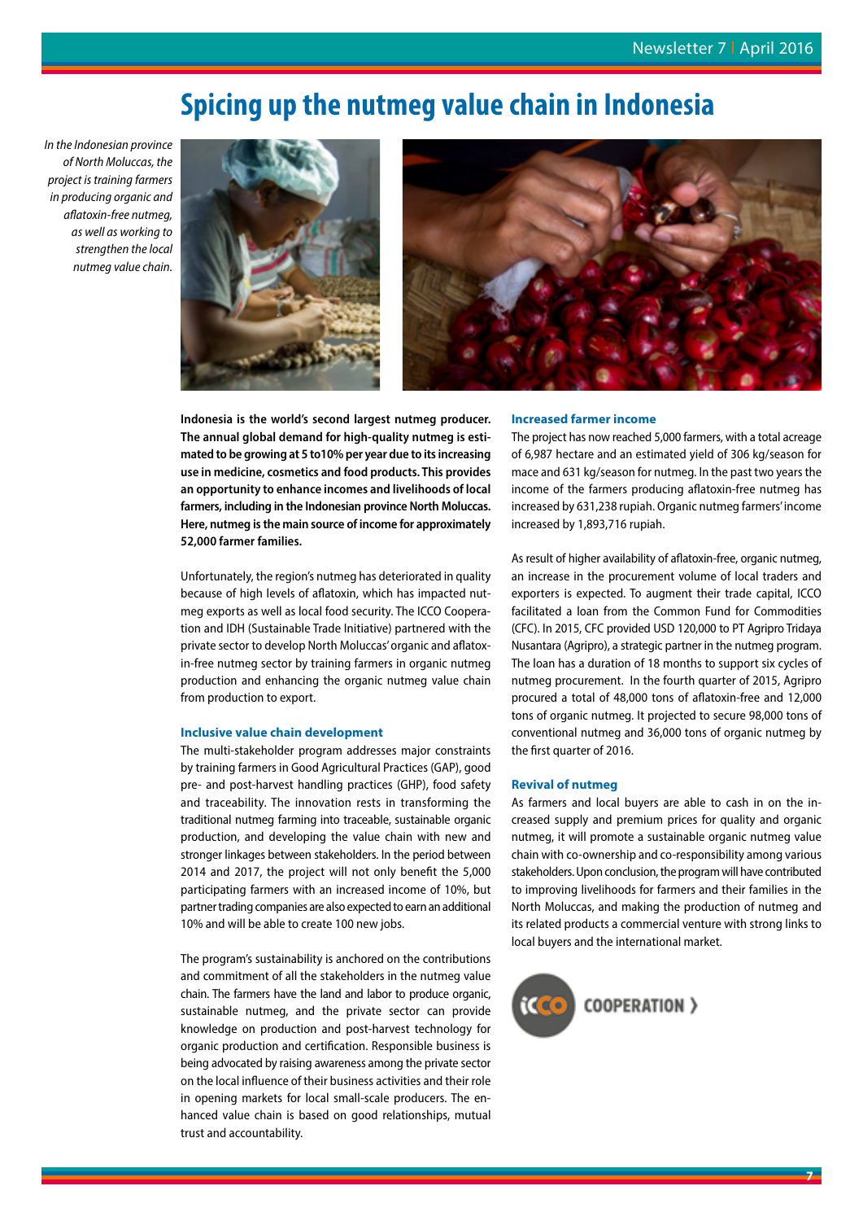# Spicing up the nutmeg value chain in Indonesia

*In the Indonesian province of North Moluccas, the project is training farmers in producing organic and aflatoxin-free nutmeg, as well as working to strengthen the local nutmeg value chain.*

**Indonesia is the world's second largest nutmeg producer. The annual global demand for high-quality nutmeg is estimated to be growing at 5 to10% per year due to its increasing use in medicine, cosmetics and food products. This provides an opportunity to enhance incomes and livelihoods of local farmers, including in the Indonesian province North Moluccas. Here, nutmeg is the main source of income for approximately 52,000 farmer families.**

Unfortunately, the region's nutmeg has deteriorated in quality because of high levels of aflatoxin, which has impacted nutmeg exports as well as local food security. The ICCO Cooperation and IDH (Sustainable Trade Initiative) partnered with the private sector to develop North Moluccas' organic and aflatoxin-free nutmeg sector by training farmers in organic nutmeg production and enhancing the organic nutmeg value chain from production to export.

### Inclusive value chain development

The multi-stakeholder program addresses major constraints by training farmers in Good Agricultural Practices (GAP), good pre- and post-harvest handling practices (GHP), food safety and traceability. The innovation rests in transforming the traditional nutmeg farming into traceable, sustainable organic production, and developing the value chain with new and stronger linkages between stakeholders. In the period between 2014 and 2017, the project will not only benefit the 5,000 participating farmers with an increased income of 10%, but partner trading companies are also expected to earn an additional 10% and will be able to create 100 new jobs.

The program's sustainability is anchored on the contributions and commitment of all the stakeholders in the nutmeg value chain. The farmers have the land and labor to produce organic, sustainable nutmeg, and the private sector can provide knowledge on production and post-harvest technology for organic production and certification. Responsible business is being advocated by raising awareness among the private sector on the local influence of their business activities and their role in opening markets for local small-scale producers. The enhanced value chain is based on good relationships, mutual trust and accountability.

### Increased farmer income

The project has now reached 5,000 farmers, with a total acreage of 6,987 hectare and an estimated yield of 306 kg/season for mace and 631 kg/season for nutmeg. In the past two years the income of the farmers producing aflatoxin-free nutmeg has increased by 631,238 rupiah. Organic nutmeg farmers' income increased by 1,893,716 rupiah.

As result of higher availability of aflatoxin-free, organic nutmeg, an increase in the procurement volume of local traders and exporters is expected. To augment their trade capital, ICCO facilitated a loan from the Common Fund for Commodities (CFC). In 2015, CFC provided USD 120,000 to PT Agripro Tridaya Nusantara (Agripro), a strategic partner in the nutmeg program. The loan has a duration of 18 months to support six cycles of nutmeg procurement. In the fourth quarter of 2015, Agripro procured a total of 48,000 tons of aflatoxin-free and 12,000 tons of organic nutmeg. It projected to secure 98,000 tons of conventional nutmeg and 36,000 tons of organic nutmeg by the first quarter of 2016.

### Revival of nutmeg

As farmers and local buyers are able to cash in on the increased supply and premium prices for quality and organic nutmeg, it will promote a sustainable organic nutmeg value chain with co-ownership and co-responsibility among various stakeholders. Upon conclusion, the program will have contributed to improving livelihoods for farmers and their families in the North Moluccas, and making the production of nutmeg and its related products a commercial venture with strong links to local buyers and the international market.

ICCO COOPERATION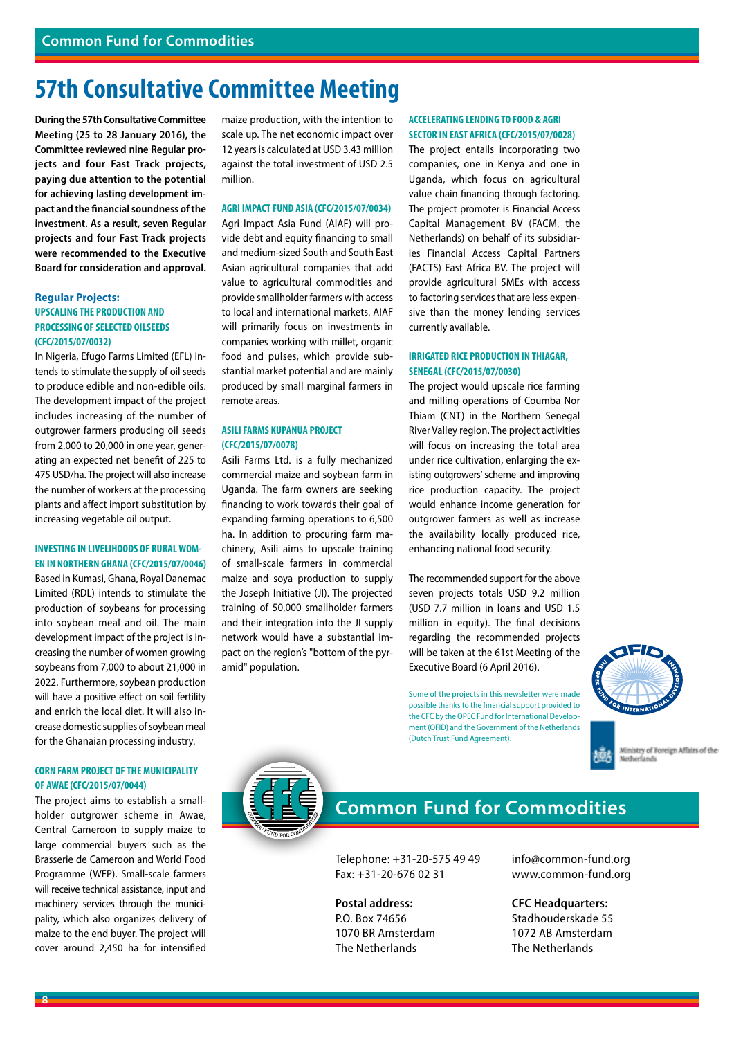# 57th Consultative Committee Meeting

**During the 57th Consultative Committee Meeting (25 to 28 January 2016), the Committee reviewed nine Regular projects and four Fast Track projects, paying due attention to the potential for achieving lasting development impact and the financial soundness of the investment. As a result, seven Regular projects and four Fast Track projects were recommended to the Executive Board for consideration and approval.**

## Regular Projects:

### UPSCALING THE PRODUCTION AND PROCESSING OF SELECTED OILSEEDS (CFC/2015/07/0032)

In Nigeria, Efugo Farms Limited (EFL) intends to stimulate the supply of oil seeds to produce edible and non-edible oils. The development impact of the project includes increasing of the number of outgrower farmers producing oil seeds from 2,000 to 20,000 in one year, generating an expected net benefit of 225 to 475 USD/ha. The project will also increase the number of workers at the processing plants and affect import substitution by increasing vegetable oil output.

### INVESTING IN LIVELIHOODS OF RURAL WOMEN IN NORTHERN GHANA (CFC/2015/07/0046)

Based in Kumasi, Ghana, Royal Danemac Limited (RDL) intends to stimulate the production of soybeans for processing into soybean meal and oil. The main development impact of the project is increasing the number of women growing soybeans from 7,000 to about 21,000 in 2022. Furthermore, soybean production will have a positive effect on soil fertility and enrich the local diet. It will also increase domestic supplies of soybean meal for the Ghanaian processing industry.

### CORN FARM PROJECT OF THE MUNICIPALITY OF AWAE (CFC/2015/07/0044)

The project aims to establish a smallholder outgrower scheme in Awae, Central Cameroon to supply maize to large commercial buyers such as the Brasserie de Cameroon and World Food Programme (WFP). Small-scale farmers will receive technical assistance, input and machinery services through the municipality, which also organizes delivery of maize to the end buyer. The project will cover around 2,450 ha for intensified maize production, with the intention to scale up. The net economic impact over 12 years is calculated at USD 3.43 million against the total investment of USD 2.5 million.

### AGRI IMPACT FUND ASIA (CFC/2015/07/0034)

Agri Impact Asia Fund (AIAF) will provide debt and equity financing to small and medium-sized South and South East Asian agricultural companies that add value to agricultural commodities and provide smallholder farmers with access to local and international markets. AIAF will primarily focus on investments in companies working with millet, organic food and pulses, which provide substantial market potential and are mainly produced by small marginal farmers in remote areas.

### ASILI FARMS KUPANUA PROJECT (CFC/2015/07/0078)

Asili Farms Ltd. is a fully mechanized commercial maize and soybean farm in Uganda. The farm owners are seeking financing to work towards their goal of expanding farming operations to 6,500 ha. In addition to procuring farm machinery, Asili aims to upscale training of small-scale farmers in commercial maize and soya production to supply the Joseph Initiative (JI). The projected training of 50,000 smallholder farmers and their integration into the JI supply network would have a substantial impact on the region's "bottom of the pyramid" population.

### ACCELERATING LENDING TO FOOD & AGRI SECTOR IN EAST AFRICA (CFC/2015/07/0028)

The project entails incorporating two companies, one in Kenya and one in Uganda, which focus on agricultural value chain financing through factoring. The project promoter is Financial Access Capital Management BV (FACM, the Netherlands) on behalf of its subsidiaries Financial Access Capital Partners (FACTS) East Africa BV. The project will provide agricultural SMEs with access to factoring services that are less expensive than the money lending services currently available.

### IRRIGATED RICE PRODUCTION IN THIAGAR, SENEGAL (CFC/2015/07/0030)

The project would upscale rice farming and milling operations of Coumba Nor Thiam (CNT) in the Northern Senegal River Valley region. The project activities will focus on increasing the total area under rice cultivation, enlarging the existing outgrowers' scheme and improving rice production capacity. The project would enhance income generation for outgrower farmers as well as increase the availability locally produced rice, enhancing national food security.

The recommended support for the above seven projects totals USD 9.2 million (USD 7.7 million in loans and USD 1.5 million in equity). The final decisions regarding the recommended projects will be taken at the 61st Meeting of the Executive Board (6 April 2016).

Some of the projects in this newsletter were made possible thanks to the financial support provided to the CFC by the OPEC Fund for International Development (OFID) and the Government of the Netherlands (Dutch Trust Fund Agreement).

Ministry of Foreign Affairs of the Netherlands

## Common Fund for Commodities

Telephone: +31-20-575 49 49
Fax: +31-20-676 02 31

info@common-fund.org
www.common-fund.org

**Postal address:**
P.O. Box 74656
1070 BR Amsterdam
The Netherlands

**CFC Headquarters:**
Stadhouderskade 55
1072 AB Amsterdam
The Netherlands